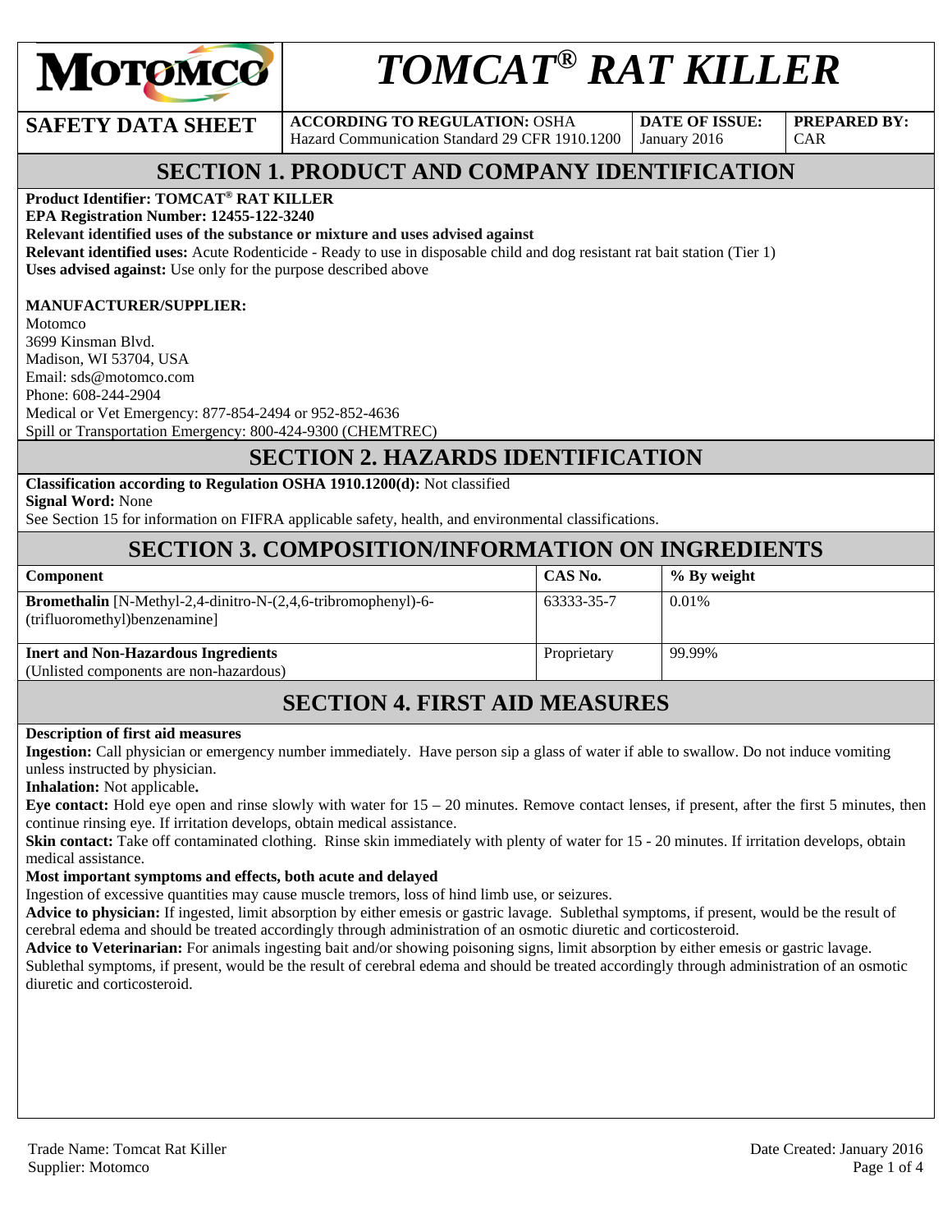# TOMCAT® RAT KILLER

MOTOMCO

| SAFETY DATA SHEET | ACCORDING TO REGULATION: OSHA Hazard Communication Standard 29 CFR 1910.1200 | DATE OF ISSUE: January 2016 | PREPARED BY: CAR |
|---|---|---|---|

## SECTION 1. PRODUCT AND COMPANY IDENTIFICATION

**Product Identifier: TOMCAT® RAT KILLER**
**EPA Registration Number: 12455-122-3240**
**Relevant identified uses of the substance or mixture and uses advised against**
**Relevant identified uses:** Acute Rodenticide - Ready to use in disposable child and dog resistant rat bait station (Tier 1)
**Uses advised against:** Use only for the purpose described above

**MANUFACTURER/SUPPLIER:**
Motomco
3699 Kinsman Blvd.
Madison, WI 53704, USA
Email: sds@motomco.com
Phone: 608-244-2904
Medical or Vet Emergency: 877-854-2494 or 952-852-4636
Spill or Transportation Emergency: 800-424-9300 (CHEMTREC)

## SECTION 2. HAZARDS IDENTIFICATION

**Classification according to Regulation OSHA 1910.1200(d):** Not classified
**Signal Word:** None
See Section 15 for information on FIFRA applicable safety, health, and environmental classifications.

## SECTION 3. COMPOSITION/INFORMATION ON INGREDIENTS

| Component | CAS No. | % By weight |
|---|---|---|
| **Bromethalin** [N-Methyl-2,4-dinitro-N-(2,4,6-tribromophenyl)-6-(trifluoromethyl)benzenamine] | 63333-35-7 | 0.01% |
| **Inert and Non-Hazardous Ingredients** (Unlisted components are non-hazardous) | Proprietary | 99.99% |

## SECTION 4. FIRST AID MEASURES

**Description of first aid measures**
**Ingestion:** Call physician or emergency number immediately. Have person sip a glass of water if able to swallow. Do not induce vomiting unless instructed by physician.
**Inhalation:** Not applicable**.**
**Eye contact:** Hold eye open and rinse slowly with water for 15 – 20 minutes. Remove contact lenses, if present, after the first 5 minutes, then continue rinsing eye. If irritation develops, obtain medical assistance.
**Skin contact:** Take off contaminated clothing. Rinse skin immediately with plenty of water for 15 - 20 minutes. If irritation develops, obtain medical assistance.
**Most important symptoms and effects, both acute and delayed**
Ingestion of excessive quantities may cause muscle tremors, loss of hind limb use, or seizures.
**Advice to physician:** If ingested, limit absorption by either emesis or gastric lavage. Sublethal symptoms, if present, would be the result of cerebral edema and should be treated accordingly through administration of an osmotic diuretic and corticosteroid.
**Advice to Veterinarian:** For animals ingesting bait and/or showing poisoning signs, limit absorption by either emesis or gastric lavage. Sublethal symptoms, if present, would be the result of cerebral edema and should be treated accordingly through administration of an osmotic diuretic and corticosteroid.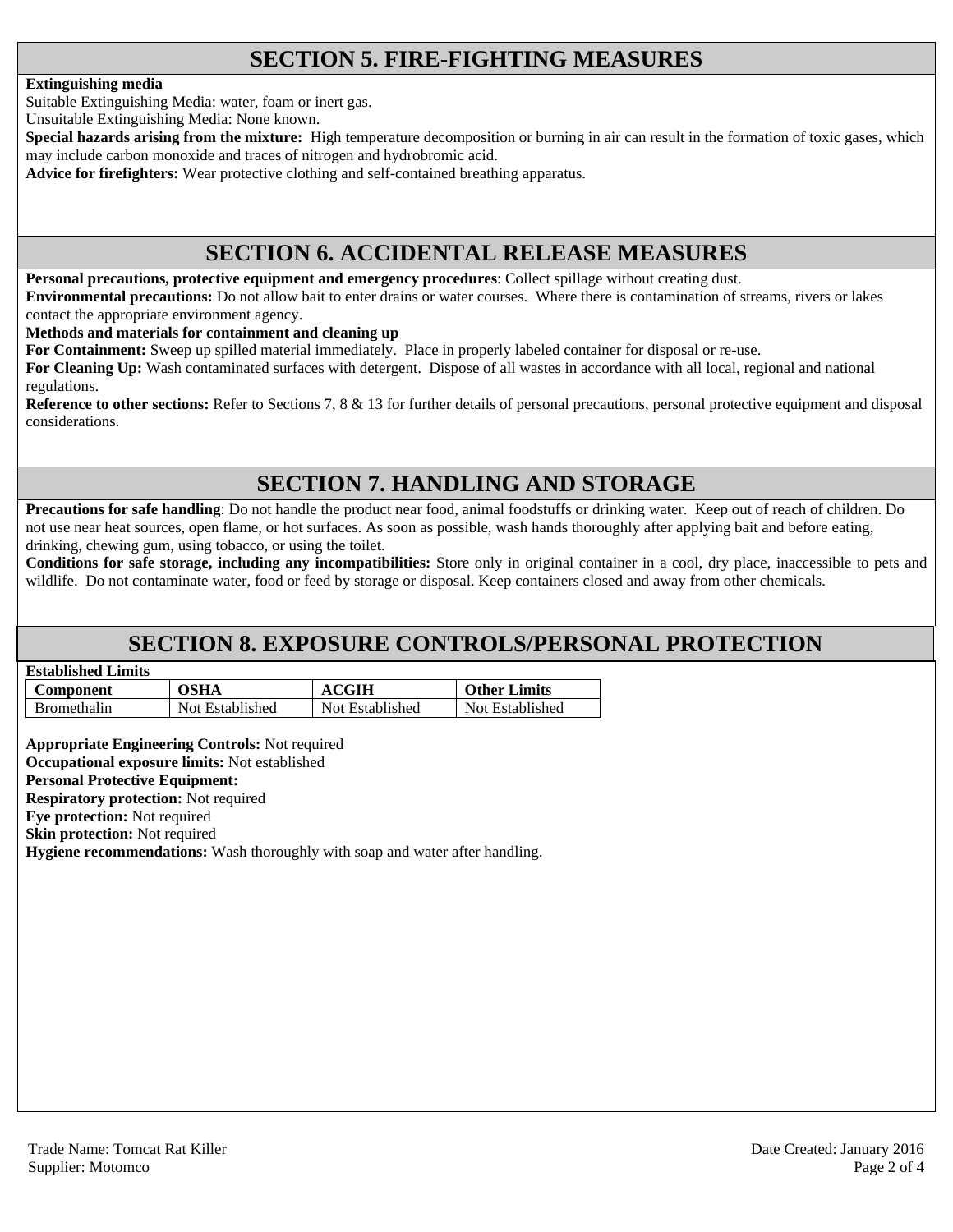## SECTION 5. FIRE-FIGHTING MEASURES

**Extinguishing media**

Suitable Extinguishing Media: water, foam or inert gas.

Unsuitable Extinguishing Media: None known.

**Special hazards arising from the mixture:** High temperature decomposition or burning in air can result in the formation of toxic gases, which may include carbon monoxide and traces of nitrogen and hydrobromic acid.

**Advice for firefighters:** Wear protective clothing and self-contained breathing apparatus.

## SECTION 6. ACCIDENTAL RELEASE MEASURES

**Personal precautions, protective equipment and emergency procedures**: Collect spillage without creating dust.

**Environmental precautions:** Do not allow bait to enter drains or water courses. Where there is contamination of streams, rivers or lakes contact the appropriate environment agency.

**Methods and materials for containment and cleaning up**

**For Containment:** Sweep up spilled material immediately. Place in properly labeled container for disposal or re-use.

**For Cleaning Up:** Wash contaminated surfaces with detergent. Dispose of all wastes in accordance with all local, regional and national regulations.

**Reference to other sections:** Refer to Sections 7, 8 & 13 for further details of personal precautions, personal protective equipment and disposal considerations.

## SECTION 7. HANDLING AND STORAGE

**Precautions for safe handling**: Do not handle the product near food, animal foodstuffs or drinking water. Keep out of reach of children. Do not use near heat sources, open flame, or hot surfaces. As soon as possible, wash hands thoroughly after applying bait and before eating, drinking, chewing gum, using tobacco, or using the toilet.

**Conditions for safe storage, including any incompatibilities:** Store only in original container in a cool, dry place, inaccessible to pets and wildlife. Do not contaminate water, food or feed by storage or disposal. Keep containers closed and away from other chemicals.

## SECTION 8. EXPOSURE CONTROLS/PERSONAL PROTECTION

**Established Limits**

| Component | OSHA | ACGIH | Other Limits |
|---|---|---|---|
| Bromethalin | Not Established | Not Established | Not Established |

**Appropriate Engineering Controls:** Not required

**Occupational exposure limits:** Not established

**Personal Protective Equipment:**

**Respiratory protection:** Not required

**Eye protection:** Not required

**Skin protection:** Not required

**Hygiene recommendations:** Wash thoroughly with soap and water after handling.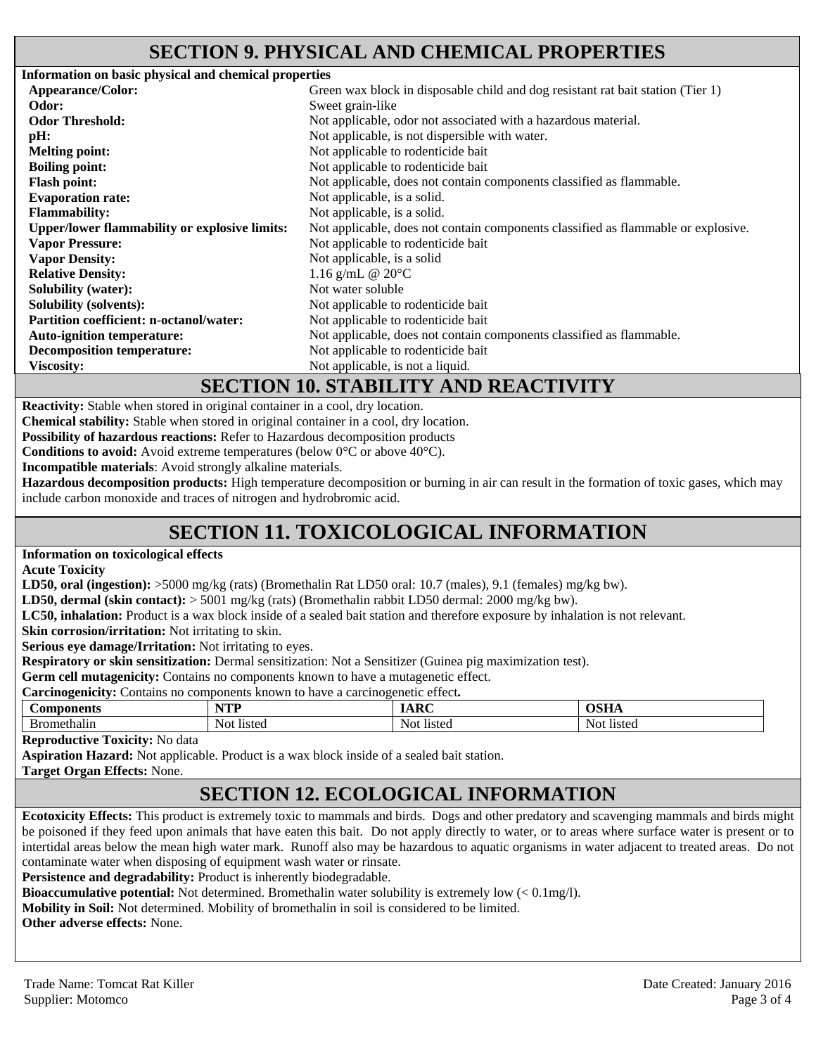## SECTION 9. PHYSICAL AND CHEMICAL PROPERTIES

**Information on basic physical and chemical properties**

| | |
|---|---|
| **Appearance/Color:** | Green wax block in disposable child and dog resistant rat bait station (Tier 1) |
| **Odor:** | Sweet grain-like |
| **Odor Threshold:** | Not applicable, odor not associated with a hazardous material. |
| **pH:** | Not applicable, is not dispersible with water. |
| **Melting point:** | Not applicable to rodenticide bait |
| **Boiling point:** | Not applicable to rodenticide bait |
| **Flash point:** | Not applicable, does not contain components classified as flammable. |
| **Evaporation rate:** | Not applicable, is a solid. |
| **Flammability:** | Not applicable, is a solid. |
| **Upper/lower flammability or explosive limits:** | Not applicable, does not contain components classified as flammable or explosive. |
| **Vapor Pressure:** | Not applicable to rodenticide bait |
| **Vapor Density:** | Not applicable, is a solid |
| **Relative Density:** | 1.16 g/mL @ 20°C |
| **Solubility (water):** | Not water soluble |
| **Solubility (solvents):** | Not applicable to rodenticide bait |
| **Partition coefficient: n-octanol/water:** | Not applicable to rodenticide bait |
| **Auto-ignition temperature:** | Not applicable, does not contain components classified as flammable. |
| **Decomposition temperature:** | Not applicable to rodenticide bait |
| **Viscosity:** | Not applicable, is not a liquid. |

## SECTION 10. STABILITY AND REACTIVITY

**Reactivity:** Stable when stored in original container in a cool, dry location.

**Chemical stability:** Stable when stored in original container in a cool, dry location.

**Possibility of hazardous reactions:** Refer to Hazardous decomposition products

**Conditions to avoid:** Avoid extreme temperatures (below 0°C or above 40°C).

**Incompatible materials**: Avoid strongly alkaline materials.

**Hazardous decomposition products:** High temperature decomposition or burning in air can result in the formation of toxic gases, which may include carbon monoxide and traces of nitrogen and hydrobromic acid.

## SECTION 11. TOXICOLOGICAL INFORMATION

**Information on toxicological effects**

**Acute Toxicity**

**LD50, oral (ingestion):** >5000 mg/kg (rats) (Bromethalin Rat LD50 oral: 10.7 (males), 9.1 (females) mg/kg bw).

**LD50, dermal (skin contact):** > 5001 mg/kg (rats) (Bromethalin rabbit LD50 dermal: 2000 mg/kg bw).

**LC50, inhalation:** Product is a wax block inside of a sealed bait station and therefore exposure by inhalation is not relevant.

**Skin corrosion/irritation:** Not irritating to skin.

**Serious eye damage/Irritation:** Not irritating to eyes.

**Respiratory or skin sensitization:** Dermal sensitization: Not a Sensitizer (Guinea pig maximization test).

**Germ cell mutagenicity:** Contains no components known to have a mutagenetic effect.

**Carcinogenicity:** Contains no components known to have a carcinogenetic effect**.**

| Components | NTP | IARC | OSHA |
|---|---|---|---|
| Bromethalin | Not listed | Not listed | Not listed |

**Reproductive Toxicity:** No data

**Aspiration Hazard:** Not applicable. Product is a wax block inside of a sealed bait station.

**Target Organ Effects:** None.

## SECTION 12. ECOLOGICAL INFORMATION

**Ecotoxicity Effects:** This product is extremely toxic to mammals and birds. Dogs and other predatory and scavenging mammals and birds might be poisoned if they feed upon animals that have eaten this bait. Do not apply directly to water, or to areas where surface water is present or to intertidal areas below the mean high water mark. Runoff also may be hazardous to aquatic organisms in water adjacent to treated areas. Do not contaminate water when disposing of equipment wash water or rinsate.

**Persistence and degradability:** Product is inherently biodegradable.

**Bioaccumulative potential:** Not determined. Bromethalin water solubility is extremely low (< 0.1mg/l).

**Mobility in Soil:** Not determined. Mobility of bromethalin in soil is considered to be limited.

**Other adverse effects:** None.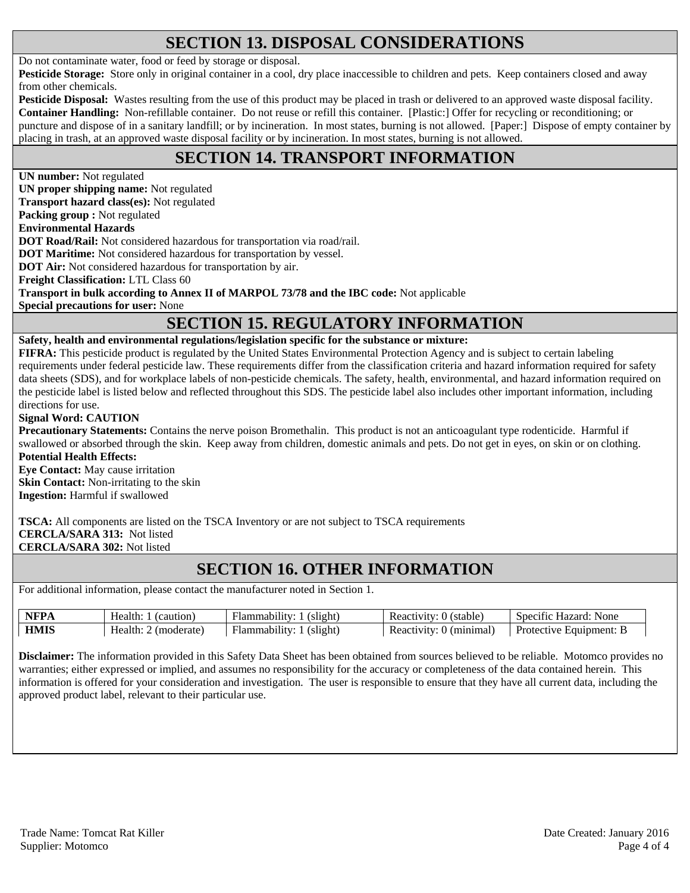## SECTION 13. DISPOSAL CONSIDERATIONS

Do not contaminate water, food or feed by storage or disposal.

**Pesticide Storage:** Store only in original container in a cool, dry place inaccessible to children and pets. Keep containers closed and away from other chemicals.

**Pesticide Disposal:** Wastes resulting from the use of this product may be placed in trash or delivered to an approved waste disposal facility.

**Container Handling:** Non-refillable container. Do not reuse or refill this container. [Plastic:] Offer for recycling or reconditioning; or puncture and dispose of in a sanitary landfill; or by incineration. In most states, burning is not allowed. [Paper:] Dispose of empty container by placing in trash, at an approved waste disposal facility or by incineration. In most states, burning is not allowed.

## SECTION 14. TRANSPORT INFORMATION

**UN number:** Not regulated
**UN proper shipping name:** Not regulated
**Transport hazard class(es):** Not regulated
**Packing group :** Not regulated
**Environmental Hazards**
**DOT Road/Rail:** Not considered hazardous for transportation via road/rail.
**DOT Maritime:** Not considered hazardous for transportation by vessel.
**DOT Air:** Not considered hazardous for transportation by air.
**Freight Classification:** LTL Class 60
**Transport in bulk according to Annex II of MARPOL 73/78 and the IBC code:** Not applicable
**Special precautions for user:** None

## SECTION 15. REGULATORY INFORMATION

**Safety, health and environmental regulations/legislation specific for the substance or mixture:**

**FIFRA:** This pesticide product is regulated by the United States Environmental Protection Agency and is subject to certain labeling requirements under federal pesticide law. These requirements differ from the classification criteria and hazard information required for safety data sheets (SDS), and for workplace labels of non-pesticide chemicals. The safety, health, environmental, and hazard information required on the pesticide label is listed below and reflected throughout this SDS. The pesticide label also includes other important information, including directions for use.

**Signal Word: CAUTION**

**Precautionary Statements:** Contains the nerve poison Bromethalin. This product is not an anticoagulant type rodenticide. Harmful if swallowed or absorbed through the skin. Keep away from children, domestic animals and pets. Do not get in eyes, on skin or on clothing.

**Potential Health Effects:**
**Eye Contact:** May cause irritation
**Skin Contact:** Non-irritating to the skin
**Ingestion:** Harmful if swallowed

**TSCA:** All components are listed on the TSCA Inventory or are not subject to TSCA requirements
**CERCLA/SARA 313:** Not listed
**CERCLA/SARA 302:** Not listed

## SECTION 16. OTHER INFORMATION

For additional information, please contact the manufacturer noted in Section 1.

| | | | | |
|---|---|---|---|---|
| **NFPA** | Health: 1 (caution) | Flammability: 1 (slight) | Reactivity: 0 (stable) | Specific Hazard: None |
| **HMIS** | Health: 2 (moderate) | Flammability: 1 (slight) | Reactivity: 0 (minimal) | Protective Equipment: B |

**Disclaimer:** The information provided in this Safety Data Sheet has been obtained from sources believed to be reliable. Motomco provides no warranties; either expressed or implied, and assumes no responsibility for the accuracy or completeness of the data contained herein. This information is offered for your consideration and investigation. The user is responsible to ensure that they have all current data, including the approved product label, relevant to their particular use.